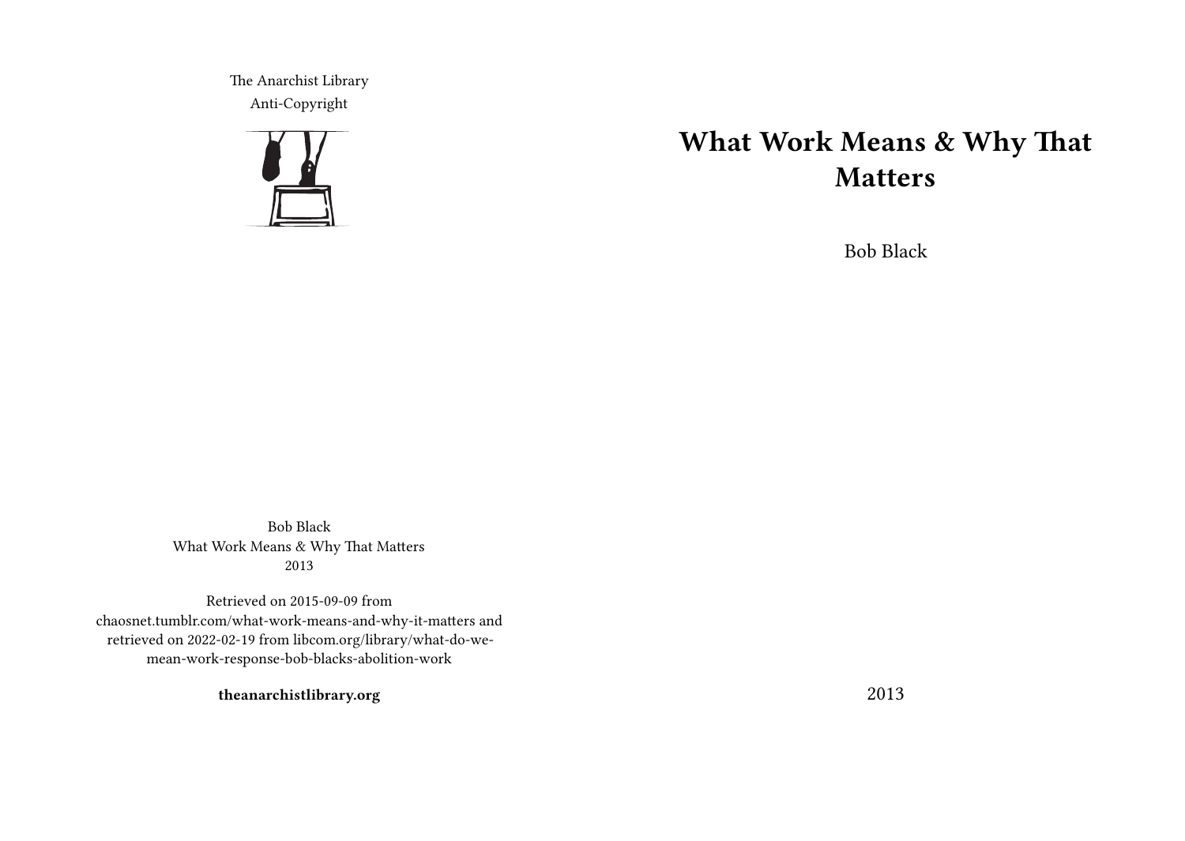The Anarchist Library
Anti-Copyright

# What Work Means & Why That Matters

Bob Black

2013

Bob Black
What Work Means & Why That Matters
2013

Retrieved on 2015-09-09 from chaosnet.tumblr.com/what-work-means-and-why-it-matters and retrieved on 2022-02-19 from libcom.org/library/what-do-we-mean-work-response-bob-blacks-abolition-work

**theanarchistlibrary.org**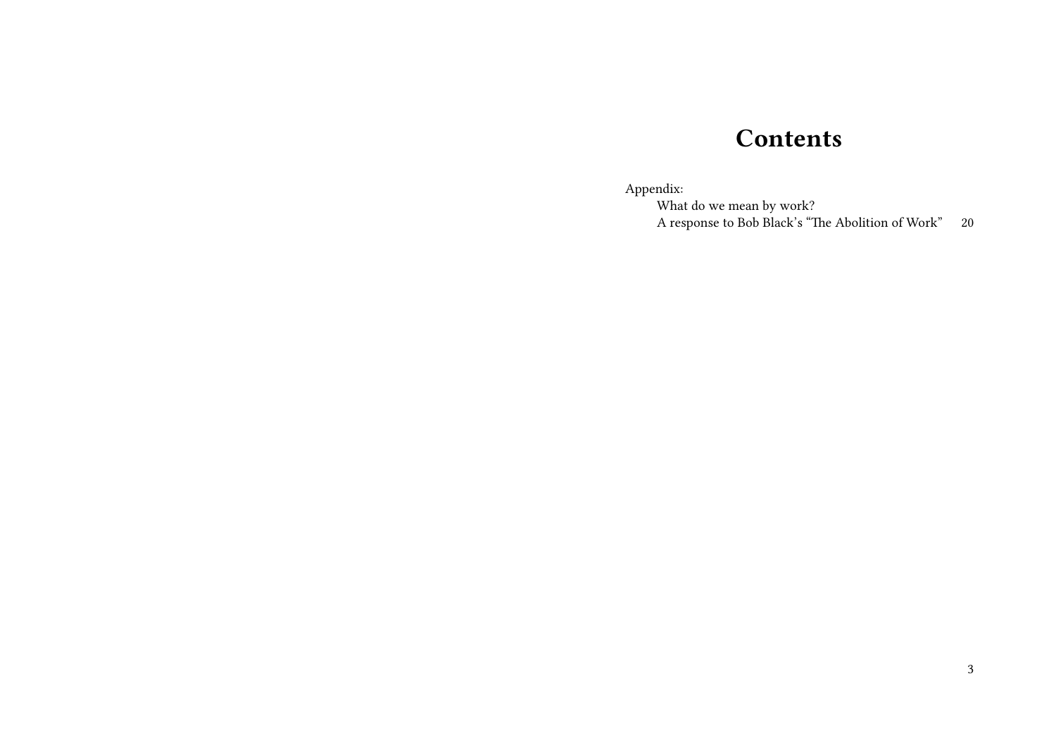# Contents

Appendix:
    What do we mean by work?
    A response to Bob Black's "The Abolition of Work" 20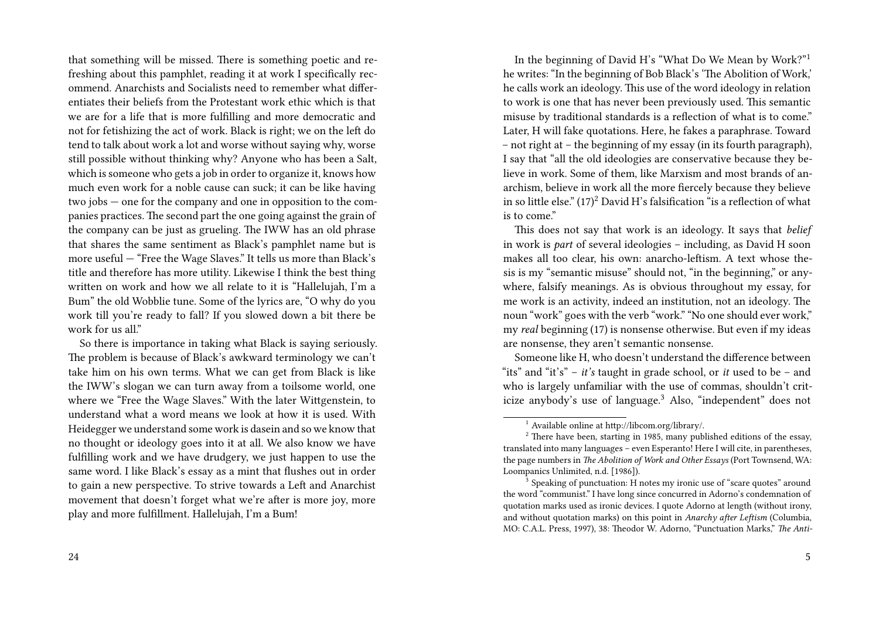that something will be missed. There is something poetic and refreshing about this pamphlet, reading it at work I specifically recommend. Anarchists and Socialists need to remember what differentiates their beliefs from the Protestant work ethic which is that we are for a life that is more fulfilling and more democratic and not for fetishizing the act of work. Black is right; we on the left do tend to talk about work a lot and worse without saying why, worse still possible without thinking why? Anyone who has been a Salt, which is someone who gets a job in order to organize it, knows how much even work for a noble cause can suck; it can be like having two jobs — one for the company and one in opposition to the companies practices. The second part the one going against the grain of the company can be just as grueling. The IWW has an old phrase that shares the same sentiment as Black's pamphlet name but is more useful — "Free the Wage Slaves." It tells us more than Black's title and therefore has more utility. Likewise I think the best thing written on work and how we all relate to it is "Hallelujah, I'm a Bum" the old Wobblie tune. Some of the lyrics are, "O why do you work till you're ready to fall? If you slowed down a bit there be work for us all."

So there is importance in taking what Black is saying seriously. The problem is because of Black's awkward terminology we can't take him on his own terms. What we can get from Black is like the IWW's slogan we can turn away from a toilsome world, one where we "Free the Wage Slaves." With the later Wittgenstein, to understand what a word means we look at how it is used. With Heidegger we understand some work is dasein and so we know that no thought or ideology goes into it at all. We also know we have fulfilling work and we have drudgery, we just happen to use the same word. I like Black's essay as a mint that flushes out in order to gain a new perspective. To strive towards a Left and Anarchist movement that doesn't forget what we're after is more joy, more play and more fulfillment. Hallelujah, I'm a Bum!

In the beginning of David H's "What Do We Mean by Work?"[1] he writes: "In the beginning of Bob Black's 'The Abolition of Work,' he calls work an ideology. This use of the word ideology in relation to work is one that has never been previously used. This semantic misuse by traditional standards is a reflection of what is to come." Later, H will fake quotations. Here, he fakes a paraphrase. Toward – not right at – the beginning of my essay (in its fourth paragraph), I say that "all the old ideologies are conservative because they believe in work. Some of them, like Marxism and most brands of anarchism, believe in work all the more fiercely because they believe in so little else." (17)[2] David H's falsification "is a reflection of what is to come."

This does not say that work is an ideology. It says that *belief* in work is *part* of several ideologies – including, as David H soon makes all too clear, his own: anarcho-leftism. A text whose thesis is my "semantic misuse" should not, "in the beginning," or anywhere, falsify meanings. As is obvious throughout my essay, for me work is an activity, indeed an institution, not an ideology. The noun "work" goes with the verb "work." "No one should ever work," my *real* beginning (17) is nonsense otherwise. But even if my ideas are nonsense, they aren't semantic nonsense.

Someone like H, who doesn't understand the difference between "its" and "it's" – *it's* taught in grade school, or *it* used to be – and who is largely unfamiliar with the use of commas, shouldn't criticize anybody's use of language.[3] Also, "independent" does not

[1] Available online at http://libcom.org/library/.

[2] There have been, starting in 1985, many published editions of the essay, translated into many languages – even Esperanto! Here I will cite, in parentheses, the page numbers in *The Abolition of Work and Other Essays* (Port Townsend, WA: Loompanics Unlimited, n.d. [1986]).

[3] Speaking of punctuation: H notes my ironic use of "scare quotes" around the word "communist." I have long since concurred in Adorno's condemnation of quotation marks used as ironic devices. I quote Adorno at length (without irony, and without quotation marks) on this point in *Anarchy after Leftism* (Columbia, MO: C.A.L. Press, 1997), 38: Theodor W. Adorno, "Punctuation Marks," *The Anti-*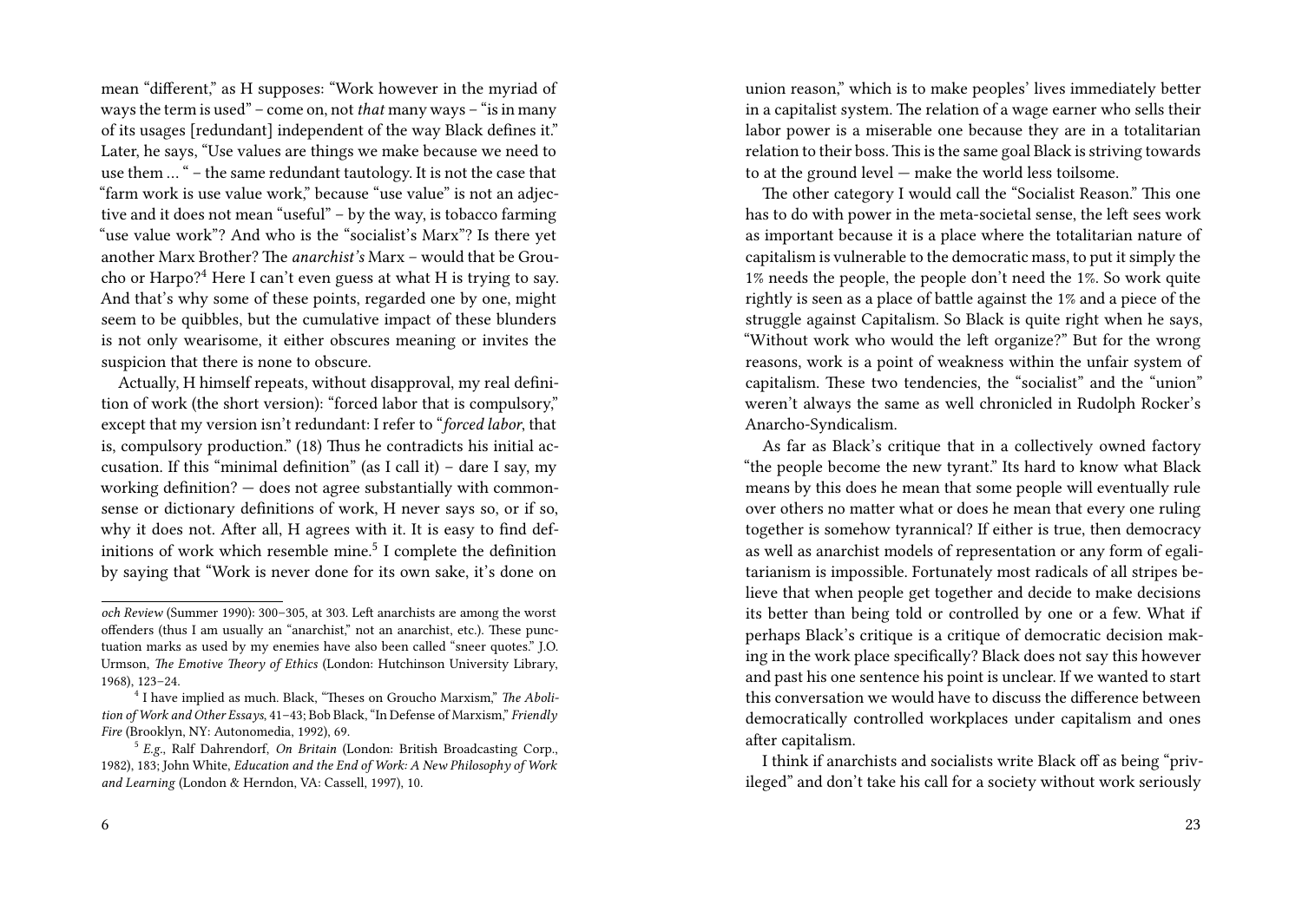mean "different," as H supposes: "Work however in the myriad of ways the term is used" – come on, not *that* many ways – "is in many of its usages [redundant] independent of the way Black defines it." Later, he says, "Use values are things we make because we need to use them … " – the same redundant tautology. It is not the case that "farm work is use value work," because "use value" is not an adjective and it does not mean "useful" – by the way, is tobacco farming "use value work"? And who is the "socialist's Marx"? Is there yet another Marx Brother? The *anarchist's* Marx – would that be Groucho or Harpo?[4] Here I can't even guess at what H is trying to say. And that's why some of these points, regarded one by one, might seem to be quibbles, but the cumulative impact of these blunders is not only wearisome, it either obscures meaning or invites the suspicion that there is none to obscure.

Actually, H himself repeats, without disapproval, my real definition of work (the short version): "forced labor that is compulsory," except that my version isn't redundant: I refer to "*forced labor*, that is, compulsory production." (18) Thus he contradicts his initial accusation. If this "minimal definition" (as I call it) – dare I say, my working definition? — does not agree substantially with commonsense or dictionary definitions of work, H never says so, or if so, why it does not. After all, H agrees with it. It is easy to find definitions of work which resemble mine.[5] I complete the definition by saying that "Work is never done for its own sake, it's done on

*och Review* (Summer 1990): 300–305, at 303. Left anarchists are among the worst offenders (thus I am usually an "anarchist," not an anarchist, etc.). These punctuation marks as used by my enemies have also been called "sneer quotes." J.O. Urmson, *The Emotive Theory of Ethics* (London: Hutchinson University Library, 1968), 123–24.

[4] I have implied as much. Black, "Theses on Groucho Marxism," *The Abolition of Work and Other Essays*, 41–43; Bob Black, "In Defense of Marxism," *Friendly Fire* (Brooklyn, NY: Autonomedia, 1992), 69.

[5] *E.g.*, Ralf Dahrendorf, *On Britain* (London: British Broadcasting Corp., 1982), 183; John White, *Education and the End of Work: A New Philosophy of Work and Learning* (London & Herndon, VA: Cassell, 1997), 10.

union reason," which is to make peoples' lives immediately better in a capitalist system. The relation of a wage earner who sells their labor power is a miserable one because they are in a totalitarian relation to their boss. This is the same goal Black is striving towards to at the ground level — make the world less toilsome.

The other category I would call the "Socialist Reason." This one has to do with power in the meta-societal sense, the left sees work as important because it is a place where the totalitarian nature of capitalism is vulnerable to the democratic mass, to put it simply the 1% needs the people, the people don't need the 1%. So work quite rightly is seen as a place of battle against the 1% and a piece of the struggle against Capitalism. So Black is quite right when he says, "Without work who would the left organize?" But for the wrong reasons, work is a point of weakness within the unfair system of capitalism. These two tendencies, the "socialist" and the "union" weren't always the same as well chronicled in Rudolph Rocker's Anarcho-Syndicalism.

As far as Black's critique that in a collectively owned factory "the people become the new tyrant." Its hard to know what Black means by this does he mean that some people will eventually rule over others no matter what or does he mean that every one ruling together is somehow tyrannical? If either is true, then democracy as well as anarchist models of representation or any form of egalitarianism is impossible. Fortunately most radicals of all stripes believe that when people get together and decide to make decisions its better than being told or controlled by one or a few. What if perhaps Black's critique is a critique of democratic decision making in the work place specifically? Black does not say this however and past his one sentence his point is unclear. If we wanted to start this conversation we would have to discuss the difference between democratically controlled workplaces under capitalism and ones after capitalism.

I think if anarchists and socialists write Black off as being "privileged" and don't take his call for a society without work seriously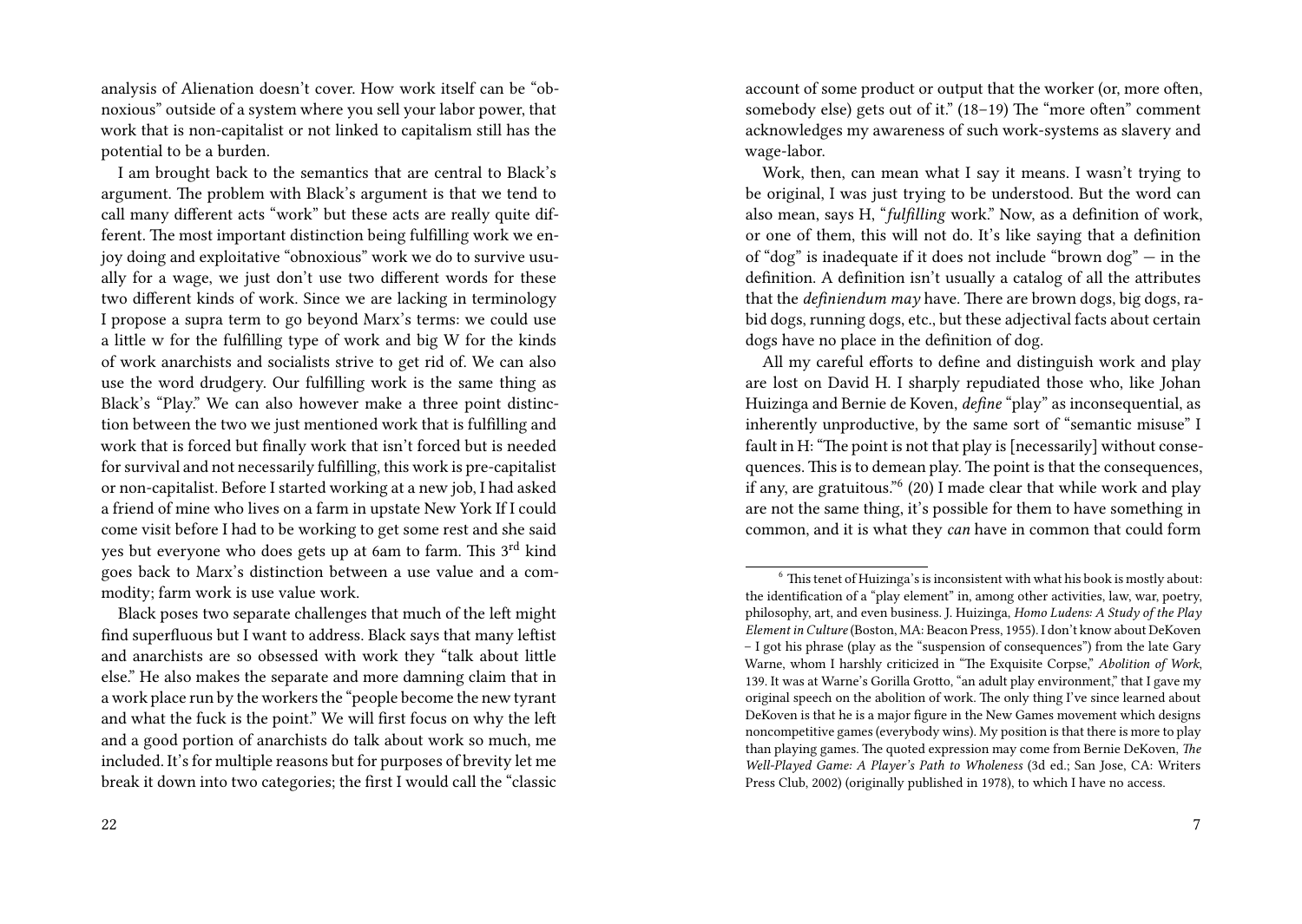analysis of Alienation doesn't cover. How work itself can be "obnoxious" outside of a system where you sell your labor power, that work that is non-capitalist or not linked to capitalism still has the potential to be a burden.

I am brought back to the semantics that are central to Black's argument. The problem with Black's argument is that we tend to call many different acts "work" but these acts are really quite different. The most important distinction being fulfilling work we enjoy doing and exploitative "obnoxious" work we do to survive usually for a wage, we just don't use two different words for these two different kinds of work. Since we are lacking in terminology I propose a supra term to go beyond Marx's terms: we could use a little w for the fulfilling type of work and big W for the kinds of work anarchists and socialists strive to get rid of. We can also use the word drudgery. Our fulfilling work is the same thing as Black's "Play." We can also however make a three point distinction between the two we just mentioned work that is fulfilling and work that is forced but finally work that isn't forced but is needed for survival and not necessarily fulfilling, this work is pre-capitalist or non-capitalist. Before I started working at a new job, I had asked a friend of mine who lives on a farm in upstate New York If I could come visit before I had to be working to get some rest and she said yes but everyone who does gets up at 6am to farm. This 3rd kind goes back to Marx's distinction between a use value and a commodity; farm work is use value work.

Black poses two separate challenges that much of the left might find superfluous but I want to address. Black says that many leftist and anarchists are so obsessed with work they "talk about little else." He also makes the separate and more damning claim that in a work place run by the workers the "people become the new tyrant and what the fuck is the point." We will first focus on why the left and a good portion of anarchists do talk about work so much, me included. It's for multiple reasons but for purposes of brevity let me break it down into two categories; the first I would call the "classic

account of some product or output that the worker (or, more often, somebody else) gets out of it." (18–19) The "more often" comment acknowledges my awareness of such work-systems as slavery and wage-labor.

Work, then, can mean what I say it means. I wasn't trying to be original, I was just trying to be understood. But the word can also mean, says H, "*fulfilling* work." Now, as a definition of work, or one of them, this will not do. It's like saying that a definition of "dog" is inadequate if it does not include "brown dog" — in the definition. A definition isn't usually a catalog of all the attributes that the *definiendum may* have. There are brown dogs, big dogs, rabid dogs, running dogs, etc., but these adjectival facts about certain dogs have no place in the definition of dog.

All my careful efforts to define and distinguish work and play are lost on David H. I sharply repudiated those who, like Johan Huizinga and Bernie de Koven, *define* "play" as inconsequential, as inherently unproductive, by the same sort of "semantic misuse" I fault in H: "The point is not that play is [necessarily] without consequences. This is to demean play. The point is that the consequences, if any, are gratuitous."[6] (20) I made clear that while work and play are not the same thing, it's possible for them to have something in common, and it is what they *can* have in common that could form

[6] This tenet of Huizinga's is inconsistent with what his book is mostly about: the identification of a "play element" in, among other activities, law, war, poetry, philosophy, art, and even business. J. Huizinga, *Homo Ludens: A Study of the Play Element in Culture* (Boston, MA: Beacon Press, 1955). I don't know about DeKoven – I got his phrase (play as the "suspension of consequences") from the late Gary Warne, whom I harshly criticized in "The Exquisite Corpse," *Abolition of Work*, 139. It was at Warne's Gorilla Grotto, "an adult play environment," that I gave my original speech on the abolition of work. The only thing I've since learned about DeKoven is that he is a major figure in the New Games movement which designs noncompetitive games (everybody wins). My position is that there is more to play than playing games. The quoted expression may come from Bernie DeKoven, *The Well-Played Game: A Player's Path to Wholeness* (3d ed.; San Jose, CA: Writers Press Club, 2002) (originally published in 1978), to which I have no access.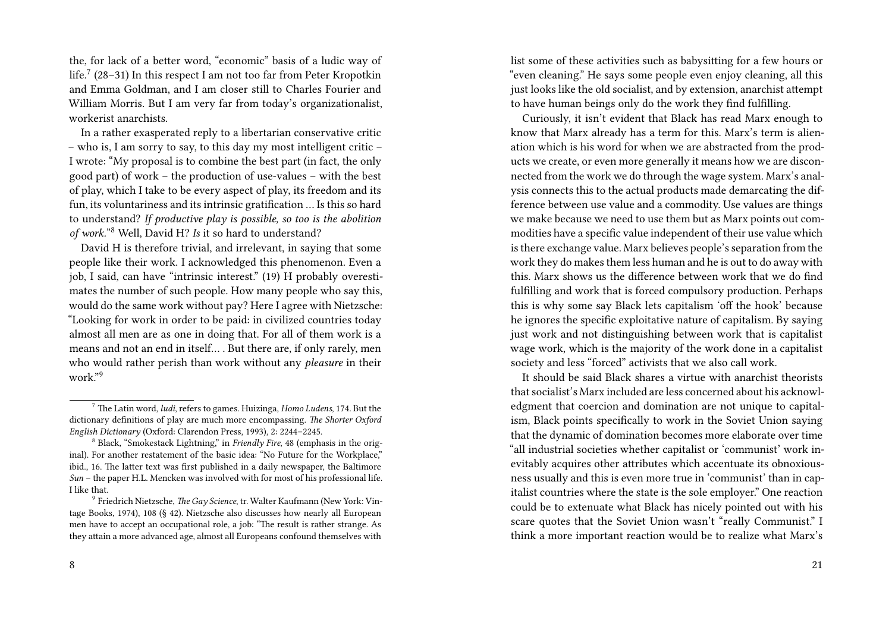the, for lack of a better word, "economic" basis of a ludic way of life.[7] (28–31) In this respect I am not too far from Peter Kropotkin and Emma Goldman, and I am closer still to Charles Fourier and William Morris. But I am very far from today's organizationalist, workerist anarchists.

In a rather exasperated reply to a libertarian conservative critic – who is, I am sorry to say, to this day my most intelligent critic – I wrote: "My proposal is to combine the best part (in fact, the only good part) of work – the production of use-values – with the best of play, which I take to be every aspect of play, its freedom and its fun, its voluntariness and its intrinsic gratification … Is this so hard to understand? *If productive play is possible, so too is the abolition of work*."[8] Well, David H? *Is* it so hard to understand?

David H is therefore trivial, and irrelevant, in saying that some people like their work. I acknowledged this phenomenon. Even a job, I said, can have "intrinsic interest." (19) H probably overestimates the number of such people. How many people who say this, would do the same work without pay? Here I agree with Nietzsche: "Looking for work in order to be paid: in civilized countries today almost all men are as one in doing that. For all of them work is a means and not an end in itself… . But there are, if only rarely, men who would rather perish than work without any *pleasure* in their work."[9]

---

[7] The Latin word, *ludi*, refers to games. Huizinga, *Homo Ludens*, 174. But the dictionary definitions of play are much more encompassing. *The Shorter Oxford English Dictionary* (Oxford: Clarendon Press, 1993), 2: 2244–2245.

[8] Black, "Smokestack Lightning," in *Friendly Fire*, 48 (emphasis in the original). For another restatement of the basic idea: "No Future for the Workplace," ibid., 16. The latter text was first published in a daily newspaper, the Baltimore *Sun* – the paper H.L. Mencken was involved with for most of his professional life. I like that.

[9] Friedrich Nietzsche, *The Gay Science*, tr. Walter Kaufmann (New York: Vintage Books, 1974), 108 (§ 42). Nietzsche also discusses how nearly all European men have to accept an occupational role, a job: "The result is rather strange. As they attain a more advanced age, almost all Europeans confound themselves with

list some of these activities such as babysitting for a few hours or "even cleaning." He says some people even enjoy cleaning, all this just looks like the old socialist, and by extension, anarchist attempt to have human beings only do the work they find fulfilling.

Curiously, it isn't evident that Black has read Marx enough to know that Marx already has a term for this. Marx's term is alienation which is his word for when we are abstracted from the products we create, or even more generally it means how we are disconnected from the work we do through the wage system. Marx's analysis connects this to the actual products made demarcating the difference between use value and a commodity. Use values are things we make because we need to use them but as Marx points out commodities have a specific value independent of their use value which is there exchange value. Marx believes people's separation from the work they do makes them less human and he is out to do away with this. Marx shows us the difference between work that we do find fulfilling and work that is forced compulsory production. Perhaps this is why some say Black lets capitalism 'off the hook' because he ignores the specific exploitative nature of capitalism. By saying just work and not distinguishing between work that is capitalist wage work, which is the majority of the work done in a capitalist society and less "forced" activists that we also call work.

It should be said Black shares a virtue with anarchist theorists that socialist's Marx included are less concerned about his acknowledgment that coercion and domination are not unique to capitalism, Black points specifically to work in the Soviet Union saying that the dynamic of domination becomes more elaborate over time "all industrial societies whether capitalist or 'communist' work inevitably acquires other attributes which accentuate its obnoxiousness usually and this is even more true in 'communist' than in capitalist countries where the state is the sole employer." One reaction could be to extenuate what Black has nicely pointed out with his scare quotes that the Soviet Union wasn't "really Communist." I think a more important reaction would be to realize what Marx's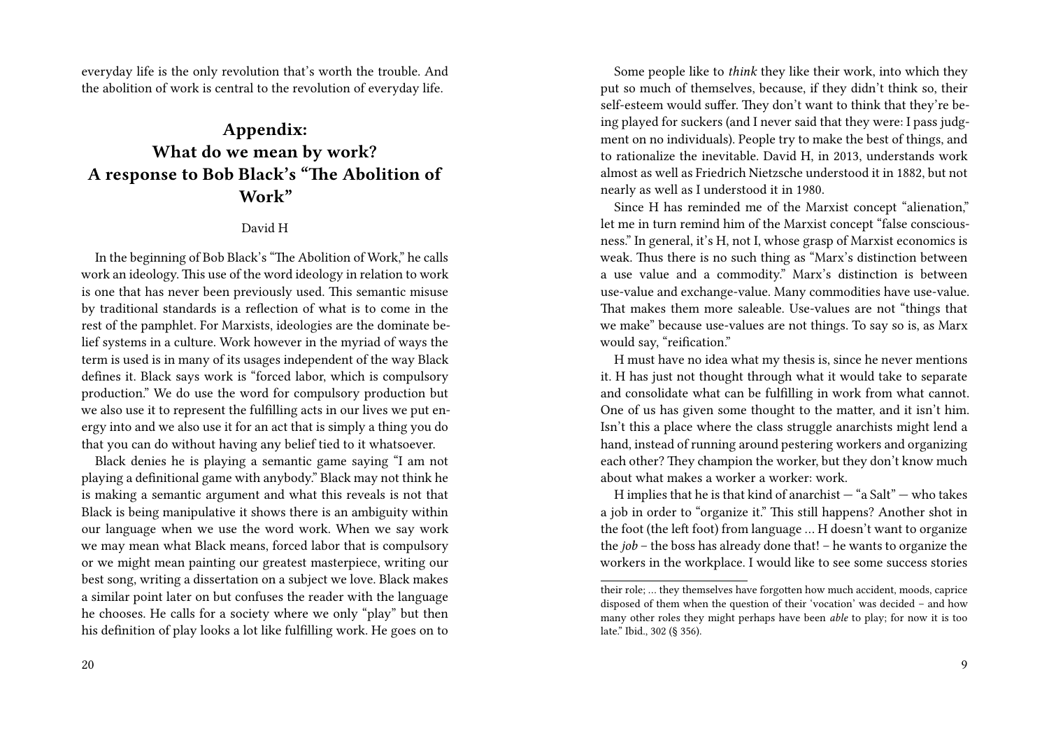everyday life is the only revolution that's worth the trouble. And the abolition of work is central to the revolution of everyday life.

## Appendix: What do we mean by work? A response to Bob Black's "The Abolition of Work"

David H

In the beginning of Bob Black's "The Abolition of Work," he calls work an ideology. This use of the word ideology in relation to work is one that has never been previously used. This semantic misuse by traditional standards is a reflection of what is to come in the rest of the pamphlet. For Marxists, ideologies are the dominate belief systems in a culture. Work however in the myriad of ways the term is used is in many of its usages independent of the way Black defines it. Black says work is "forced labor, which is compulsory production." We do use the word for compulsory production but we also use it to represent the fulfilling acts in our lives we put energy into and we also use it for an act that is simply a thing you do that you can do without having any belief tied to it whatsoever.

Black denies he is playing a semantic game saying "I am not playing a definitional game with anybody." Black may not think he is making a semantic argument and what this reveals is not that Black is being manipulative it shows there is an ambiguity within our language when we use the word work. When we say work we may mean what Black means, forced labor that is compulsory or we might mean painting our greatest masterpiece, writing our best song, writing a dissertation on a subject we love. Black makes a similar point later on but confuses the reader with the language he chooses. He calls for a society where we only "play" but then his definition of play looks a lot like fulfilling work. He goes on to

Some people like to *think* they like their work, into which they put so much of themselves, because, if they didn't think so, their self-esteem would suffer. They don't want to think that they're being played for suckers (and I never said that they were: I pass judgment on no individuals). People try to make the best of things, and to rationalize the inevitable. David H, in 2013, understands work almost as well as Friedrich Nietzsche understood it in 1882, but not nearly as well as I understood it in 1980.

Since H has reminded me of the Marxist concept "alienation," let me in turn remind him of the Marxist concept "false consciousness." In general, it's H, not I, whose grasp of Marxist economics is weak. Thus there is no such thing as "Marx's distinction between a use value and a commodity." Marx's distinction is between use-value and exchange-value. Many commodities have use-value. That makes them more saleable. Use-values are not "things that we make" because use-values are not things. To say so is, as Marx would say, "reification."

H must have no idea what my thesis is, since he never mentions it. H has just not thought through what it would take to separate and consolidate what can be fulfilling in work from what cannot. One of us has given some thought to the matter, and it isn't him. Isn't this a place where the class struggle anarchists might lend a hand, instead of running around pestering workers and organizing each other? They champion the worker, but they don't know much about what makes a worker a worker: work.

H implies that he is that kind of anarchist — "a Salt" — who takes a job in order to "organize it." This still happens? Another shot in the foot (the left foot) from language … H doesn't want to organize the *job* – the boss has already done that! – he wants to organize the workers in the workplace. I would like to see some success stories

their role; … they themselves have forgotten how much accident, moods, caprice disposed of them when the question of their 'vocation' was decided – and how many other roles they might perhaps have been *able* to play; for now it is too late." Ibid., 302 (§ 356).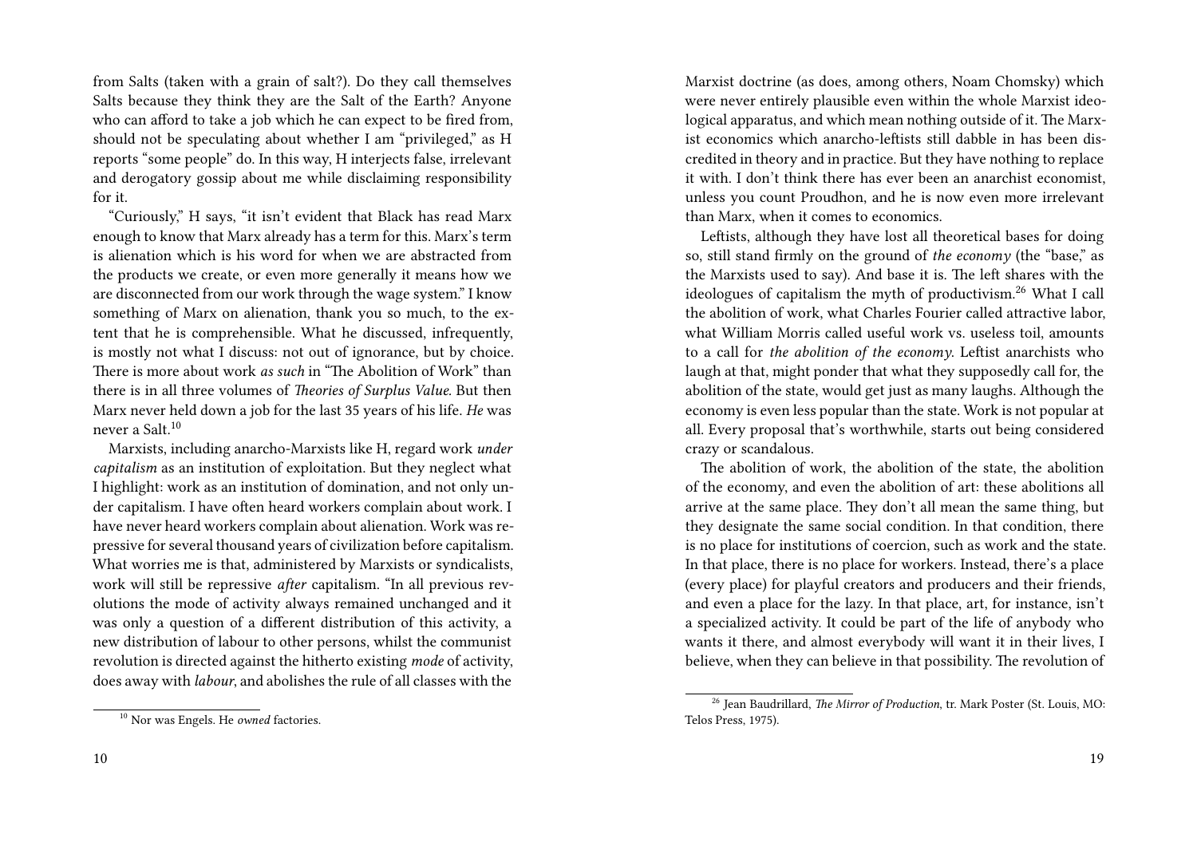from Salts (taken with a grain of salt?). Do they call themselves Salts because they think they are the Salt of the Earth? Anyone who can afford to take a job which he can expect to be fired from, should not be speculating about whether I am "privileged," as H reports "some people" do. In this way, H interjects false, irrelevant and derogatory gossip about me while disclaiming responsibility for it.

"Curiously," H says, "it isn't evident that Black has read Marx enough to know that Marx already has a term for this. Marx's term is alienation which is his word for when we are abstracted from the products we create, or even more generally it means how we are disconnected from our work through the wage system." I know something of Marx on alienation, thank you so much, to the extent that he is comprehensible. What he discussed, infrequently, is mostly not what I discuss: not out of ignorance, but by choice. There is more about work *as such* in "The Abolition of Work" than there is in all three volumes of *Theories of Surplus Value.* But then Marx never held down a job for the last 35 years of his life. *He* was never a Salt.[10]

Marxists, including anarcho-Marxists like H, regard work *under capitalism* as an institution of exploitation. But they neglect what I highlight: work as an institution of domination, and not only under capitalism. I have often heard workers complain about work. I have never heard workers complain about alienation. Work was repressive for several thousand years of civilization before capitalism. What worries me is that, administered by Marxists or syndicalists, work will still be repressive *after* capitalism. "In all previous revolutions the mode of activity always remained unchanged and it was only a question of a different distribution of this activity, a new distribution of labour to other persons, whilst the communist revolution is directed against the hitherto existing *mode* of activity, does away with *labour*, and abolishes the rule of all classes with the

[10] Nor was Engels. He *owned* factories.

Marxist doctrine (as does, among others, Noam Chomsky) which were never entirely plausible even within the whole Marxist ideological apparatus, and which mean nothing outside of it. The Marxist economics which anarcho-leftists still dabble in has been discredited in theory and in practice. But they have nothing to replace it with. I don't think there has ever been an anarchist economist, unless you count Proudhon, and he is now even more irrelevant than Marx, when it comes to economics.

Leftists, although they have lost all theoretical bases for doing so, still stand firmly on the ground of *the economy* (the "base," as the Marxists used to say). And base it is. The left shares with the ideologues of capitalism the myth of productivism.[26] What I call the abolition of work, what Charles Fourier called attractive labor, what William Morris called useful work vs. useless toil, amounts to a call for *the abolition of the economy.* Leftist anarchists who laugh at that, might ponder that what they supposedly call for, the abolition of the state, would get just as many laughs. Although the economy is even less popular than the state. Work is not popular at all. Every proposal that's worthwhile, starts out being considered crazy or scandalous.

The abolition of work, the abolition of the state, the abolition of the economy, and even the abolition of art: these abolitions all arrive at the same place. They don't all mean the same thing, but they designate the same social condition. In that condition, there is no place for institutions of coercion, such as work and the state. In that place, there is no place for workers. Instead, there's a place (every place) for playful creators and producers and their friends, and even a place for the lazy. In that place, art, for instance, isn't a specialized activity. It could be part of the life of anybody who wants it there, and almost everybody will want it in their lives, I believe, when they can believe in that possibility. The revolution of

[26] Jean Baudrillard, *The Mirror of Production*, tr. Mark Poster (St. Louis, MO: Telos Press, 1975).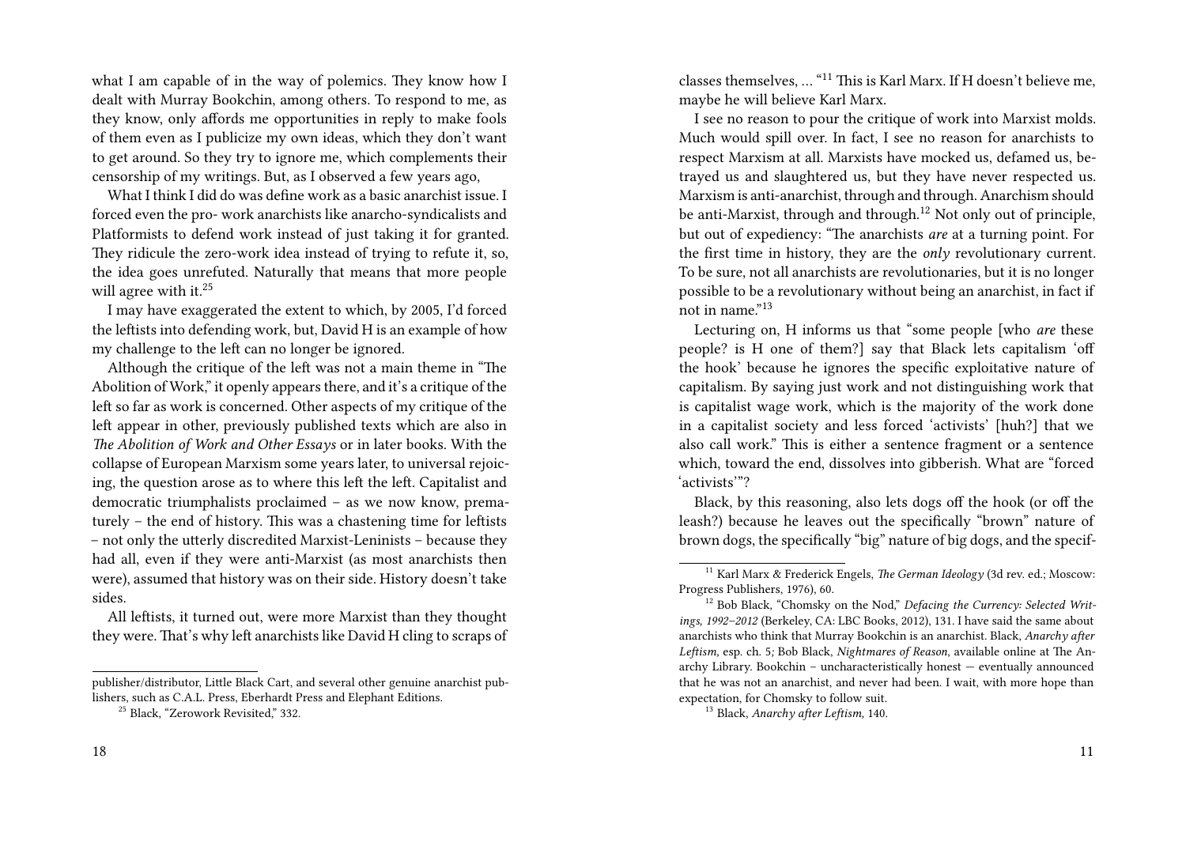what I am capable of in the way of polemics. They know how I dealt with Murray Bookchin, among others. To respond to me, as they know, only affords me opportunities in reply to make fools of them even as I publicize my own ideas, which they don't want to get around. So they try to ignore me, which complements their censorship of my writings. But, as I observed a few years ago,

What I think I did do was define work as a basic anarchist issue. I forced even the pro- work anarchists like anarcho-syndicalists and Platformists to defend work instead of just taking it for granted. They ridicule the zero-work idea instead of trying to refute it, so, the idea goes unrefuted. Naturally that means that more people will agree with it.[25]

I may have exaggerated the extent to which, by 2005, I'd forced the leftists into defending work, but, David H is an example of how my challenge to the left can no longer be ignored.

Although the critique of the left was not a main theme in "The Abolition of Work," it openly appears there, and it's a critique of the left so far as work is concerned. Other aspects of my critique of the left appear in other, previously published texts which are also in *The Abolition of Work and Other Essays* or in later books. With the collapse of European Marxism some years later, to universal rejoicing, the question arose as to where this left the left. Capitalist and democratic triumphalists proclaimed – as we now know, prematurely – the end of history. This was a chastening time for leftists – not only the utterly discredited Marxist-Leninists – because they had all, even if they were anti-Marxist (as most anarchists then were), assumed that history was on their side. History doesn't take sides.

All leftists, it turned out, were more Marxist than they thought they were. That's why left anarchists like David H cling to scraps of

publisher/distributor, Little Black Cart, and several other genuine anarchist publishers, such as C.A.L. Press, Eberhardt Press and Elephant Editions.

[25] Black, "Zerowork Revisited," 332.

classes themselves, … "[11] This is Karl Marx. If H doesn't believe me, maybe he will believe Karl Marx.

I see no reason to pour the critique of work into Marxist molds. Much would spill over. In fact, I see no reason for anarchists to respect Marxism at all. Marxists have mocked us, defamed us, betrayed us and slaughtered us, but they have never respected us. Marxism is anti-anarchist, through and through. Anarchism should be anti-Marxist, through and through.[12] Not only out of principle, but out of expediency: "The anarchists *are* at a turning point. For the first time in history, they are the *only* revolutionary current. To be sure, not all anarchists are revolutionaries, but it is no longer possible to be a revolutionary without being an anarchist, in fact if not in name."[13]

Lecturing on, H informs us that "some people [who *are* these people? is H one of them?] say that Black lets capitalism 'off the hook' because he ignores the specific exploitative nature of capitalism. By saying just work and not distinguishing work that is capitalist wage work, which is the majority of the work done in a capitalist society and less forced 'activists' [huh?] that we also call work." This is either a sentence fragment or a sentence which, toward the end, dissolves into gibberish. What are "forced 'activists'"?

Black, by this reasoning, also lets dogs off the hook (or off the leash?) because he leaves out the specifically "brown" nature of brown dogs, the specifically "big" nature of big dogs, and the specif-

[11] Karl Marx & Frederick Engels, *The German Ideology* (3d rev. ed.; Moscow: Progress Publishers, 1976), 60.

[12] Bob Black, "Chomsky on the Nod," *Defacing the Currency: Selected Writings, 1992–2012* (Berkeley, CA: LBC Books, 2012), 131. I have said the same about anarchists who think that Murray Bookchin is an anarchist. Black, *Anarchy after Leftism,* esp. ch. 5*;* Bob Black, *Nightmares of Reason*, available online at The Anarchy Library. Bookchin – uncharacteristically honest — eventually announced that he was not an anarchist, and never had been. I wait, with more hope than expectation, for Chomsky to follow suit.

[13] Black, *Anarchy after Leftism,* 140.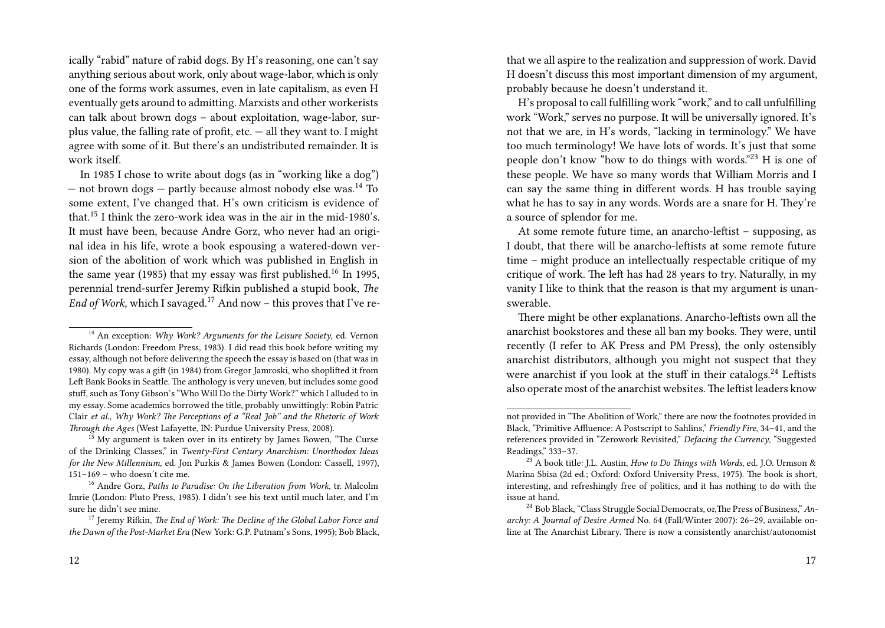ically "rabid" nature of rabid dogs. By H's reasoning, one can't say anything serious about work, only about wage-labor, which is only one of the forms work assumes, even in late capitalism, as even H eventually gets around to admitting. Marxists and other workerists can talk about brown dogs – about exploitation, wage-labor, surplus value, the falling rate of profit, etc. — all they want to. I might agree with some of it. But there's an undistributed remainder. It is work itself.

In 1985 I chose to write about dogs (as in "working like a dog") — not brown dogs — partly because almost nobody else was.[14] To some extent, I've changed that. H's own criticism is evidence of that.[15] I think the zero-work idea was in the air in the mid-1980's. It must have been, because Andre Gorz, who never had an original idea in his life, wrote a book espousing a watered-down version of the abolition of work which was published in English in the same year (1985) that my essay was first published.[16] In 1995, perennial trend-surfer Jeremy Rifkin published a stupid book, *The End of Work,* which I savaged.[17] And now – this proves that I've re-

[14] An exception: *Why Work? Arguments for the Leisure Society*, ed. Vernon Richards (London: Freedom Press, 1983). I did read this book before writing my essay, although not before delivering the speech the essay is based on (that was in 1980). My copy was a gift (in 1984) from Gregor Jamroski, who shoplifted it from Left Bank Books in Seattle. The anthology is very uneven, but includes some good stuff, such as Tony Gibson's "Who Will Do the Dirty Work?" which I alluded to in my essay. Some academics borrowed the title, probably unwittingly: Robin Patric Clair *et al*., *Why Work? The Perceptions of a "Real Job" and the Rhetoric of Work Through the Ages* (West Lafayette, IN: Purdue University Press, 2008).

[15] My argument is taken over in its entirety by James Bowen, "The Curse of the Drinking Classes," in *Twenty-First Century Anarchism: Unorthodox Ideas for the New Millennium*, ed. Jon Purkis & James Bowen (London: Cassell, 1997), 151–169 – who doesn't cite me.

[16] Andre Gorz, *Paths to Paradise: On the Liberation from Work*, tr. Malcolm Imrie (London: Pluto Press, 1985). I didn't see his text until much later, and I'm sure he didn't see mine.

[17] Jeremy Rifkin, *The End of Work: The Decline of the Global Labor Force and the Dawn of the Post-Market Era* (New York: G.P. Putnam's Sons, 1995); Bob Black,

that we all aspire to the realization and suppression of work. David H doesn't discuss this most important dimension of my argument, probably because he doesn't understand it.

H's proposal to call fulfilling work "work," and to call unfulfilling work "Work," serves no purpose. It will be universally ignored. It's not that we are, in H's words, "lacking in terminology." We have too much terminology! We have lots of words. It's just that some people don't know "how to do things with words."[23] H is one of these people. We have so many words that William Morris and I can say the same thing in different words. H has trouble saying what he has to say in any words. Words are a snare for H. They're a source of splendor for me.

At some remote future time, an anarcho-leftist – supposing, as I doubt, that there will be anarcho-leftists at some remote future time – might produce an intellectually respectable critique of my critique of work. The left has had 28 years to try. Naturally, in my vanity I like to think that the reason is that my argument is unanswerable.

There might be other explanations. Anarcho-leftists own all the anarchist bookstores and these all ban my books. They were, until recently (I refer to AK Press and PM Press), the only ostensibly anarchist distributors, although you might not suspect that they were anarchist if you look at the stuff in their catalogs.[24] Leftists also operate most of the anarchist websites. The leftist leaders know

not provided in "The Abolition of Work," there are now the footnotes provided in Black, "Primitive Affluence: A Postscript to Sahlins," *Friendly Fire*, 34–41, and the references provided in "Zerowork Revisited," *Defacing the Currency*, "Suggested Readings," 333–37.

[23] A book title: J.L. Austin, *How to Do Things with Words*, ed. J.O. Urmson & Marina Sbisa (2d ed.; Oxford: Oxford University Press, 1975). The book is short, interesting, and refreshingly free of politics, and it has nothing to do with the issue at hand.

[24] Bob Black, "Class Struggle Social Democrats, or,The Press of Business," *Anarchy: A Journal of Desire Armed* No. 64 (Fall/Winter 2007): 26–29, available online at The Anarchist Library. There is now a consistently anarchist/autonomist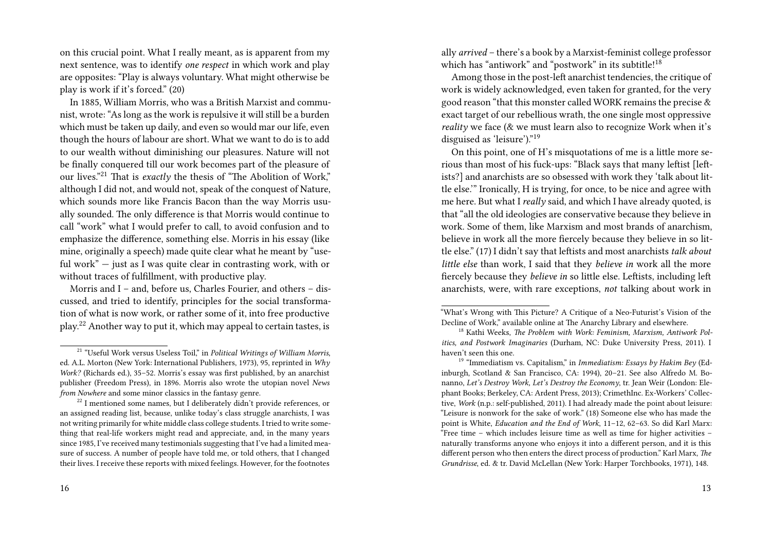on this crucial point. What I really meant, as is apparent from my next sentence, was to identify *one respect* in which work and play are opposites: "Play is always voluntary. What might otherwise be play is work if it's forced." (20)

In 1885, William Morris, who was a British Marxist and communist, wrote: "As long as the work is repulsive it will still be a burden which must be taken up daily, and even so would mar our life, even though the hours of labour are short. What we want to do is to add to our wealth without diminishing our pleasures. Nature will not be finally conquered till our work becomes part of the pleasure of our lives."[21] That is *exactly* the thesis of "The Abolition of Work," although I did not, and would not, speak of the conquest of Nature, which sounds more like Francis Bacon than the way Morris usually sounded. The only difference is that Morris would continue to call "work" what I would prefer to call, to avoid confusion and to emphasize the difference, something else. Morris in his essay (like mine, originally a speech) made quite clear what he meant by "useful work" — just as I was quite clear in contrasting work, with or without traces of fulfillment, with productive play.

Morris and I – and, before us, Charles Fourier, and others – discussed, and tried to identify, principles for the social transformation of what is now work, or rather some of it, into free productive play.[22] Another way to put it, which may appeal to certain tastes, is

[21] "Useful Work versus Useless Toil," in *Political Writings of William Morris*, ed. A.L. Morton (New York: International Publishers, 1973), 95, reprinted in *Why Work?* (Richards ed.), 35–52. Morris's essay was first published, by an anarchist publisher (Freedom Press), in 1896. Morris also wrote the utopian novel *News from Nowhere* and some minor classics in the fantasy genre.

[22] I mentioned some names, but I deliberately didn't provide references, or an assigned reading list, because, unlike today's class struggle anarchists, I was not writing primarily for white middle class college students. I tried to write something that real-life workers might read and appreciate, and, in the many years since 1985, I've received many testimonials suggesting that I've had a limited measure of success. A number of people have told me, or told others, that I changed their lives. I receive these reports with mixed feelings. However, for the footnotes

ally *arrived* – there's a book by a Marxist-feminist college professor which has "antiwork" and "postwork" in its subtitle![18]

Among those in the post-left anarchist tendencies, the critique of work is widely acknowledged, even taken for granted, for the very good reason "that this monster called WORK remains the precise & exact target of our rebellious wrath, the one single most oppressive *reality* we face (& we must learn also to recognize Work when it's disguised as 'leisure')."[19]

On this point, one of H's misquotations of me is a little more serious than most of his fuck-ups: "Black says that many leftist [leftists?] and anarchists are so obsessed with work they 'talk about little else.'" Ironically, H is trying, for once, to be nice and agree with me here. But what I *really* said, and which I have already quoted, is that "all the old ideologies are conservative because they believe in work. Some of them, like Marxism and most brands of anarchism, believe in work all the more fiercely because they believe in so little else." (17) I didn't say that leftists and most anarchists *talk about little else* than work, I said that they *believe in* work all the more fiercely because they *believe in* so little else. Leftists, including left anarchists, were, with rare exceptions, *not* talking about work in

"What's Wrong with This Picture? A Critique of a Neo-Futurist's Vision of the Decline of Work," available online at The Anarchy Library and elsewhere.

[18] Kathi Weeks, *The Problem with Work: Feminism, Marxism, Antiwork Politics, and Postwork Imaginaries* (Durham, NC: Duke University Press, 2011). I haven't seen this one.

[19] "Immediatism vs. Capitalism," in *Immediatism: Essays by Hakim Bey* (Edinburgh, Scotland & San Francisco, CA: 1994), 20–21. See also Alfredo M. Bonanno, *Let's Destroy Work, Let's Destroy the Economy*, tr. Jean Weir (London: Elephant Books; Berkeley, CA: Ardent Press, 2013); CrimethInc. Ex-Workers' Collective, *Work* (n.p.: self-published, 2011). I had already made the point about leisure: "Leisure is nonwork for the sake of work." (18) Someone else who has made the point is White, *Education and the End of Work*, 11–12, 62–63. So did Karl Marx: "Free time – which includes leisure time as well as time for higher activities – naturally transforms anyone who enjoys it into a different person, and it is this different person who then enters the direct process of production." Karl Marx, *The Grundrisse*, ed. & tr. David McLellan (New York: Harper Torchbooks, 1971), 148.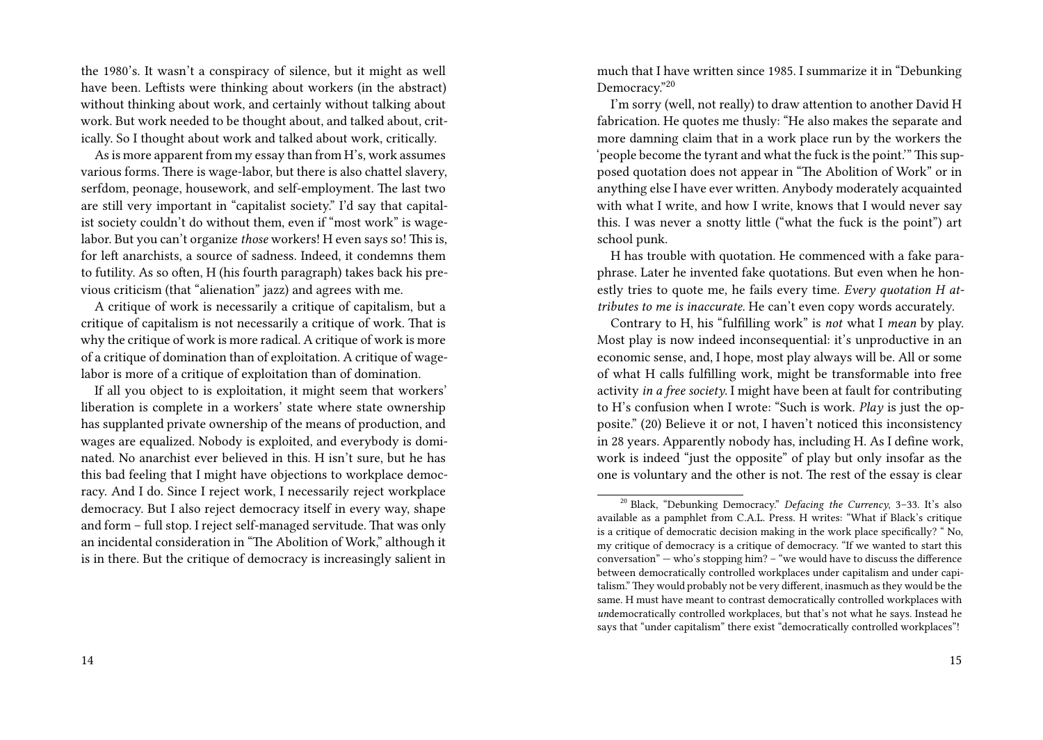the 1980's. It wasn't a conspiracy of silence, but it might as well have been. Leftists were thinking about workers (in the abstract) without thinking about work, and certainly without talking about work. But work needed to be thought about, and talked about, critically. So I thought about work and talked about work, critically.

As is more apparent from my essay than from H's, work assumes various forms. There is wage-labor, but there is also chattel slavery, serfdom, peonage, housework, and self-employment. The last two are still very important in "capitalist society." I'd say that capitalist society couldn't do without them, even if "most work" is wage-labor. But you can't organize *those* workers! H even says so! This is, for left anarchists, a source of sadness. Indeed, it condemns them to futility. As so often, H (his fourth paragraph) takes back his previous criticism (that "alienation" jazz) and agrees with me.

A critique of work is necessarily a critique of capitalism, but a critique of capitalism is not necessarily a critique of work. That is why the critique of work is more radical. A critique of work is more of a critique of domination than of exploitation. A critique of wage-labor is more of a critique of exploitation than of domination.

If all you object to is exploitation, it might seem that workers' liberation is complete in a workers' state where state ownership has supplanted private ownership of the means of production, and wages are equalized. Nobody is exploited, and everybody is dominated. No anarchist ever believed in this. H isn't sure, but he has this bad feeling that I might have objections to workplace democracy. And I do. Since I reject work, I necessarily reject workplace democracy. But I also reject democracy itself in every way, shape and form – full stop. I reject self-managed servitude. That was only an incidental consideration in "The Abolition of Work," although it is in there. But the critique of democracy is increasingly salient in much that I have written since 1985. I summarize it in "Debunking Democracy."[20]

I'm sorry (well, not really) to draw attention to another David H fabrication. He quotes me thusly: "He also makes the separate and more damning claim that in a work place run by the workers the 'people become the tyrant and what the fuck is the point.'" This supposed quotation does not appear in "The Abolition of Work" or in anything else I have ever written. Anybody moderately acquainted with what I write, and how I write, knows that I would never say this. I was never a snotty little ("what the fuck is the point") art school punk.

H has trouble with quotation. He commenced with a fake paraphrase. Later he invented fake quotations. But even when he honestly tries to quote me, he fails every time. *Every quotation H attributes to me is inaccurate.* He can't even copy words accurately.

Contrary to H, his "fulfilling work" is *not* what I *mean* by play. Most play is now indeed inconsequential: it's unproductive in an economic sense, and, I hope, most play always will be. All or some of what H calls fulfilling work, might be transformable into free activity *in a free society.* I might have been at fault for contributing to H's confusion when I wrote: "Such is work. *Play* is just the opposite." (20) Believe it or not, I haven't noticed this inconsistency in 28 years. Apparently nobody has, including H. As I define work, work is indeed "just the opposite" of play but only insofar as the one is voluntary and the other is not. The rest of the essay is clear

[20] Black, "Debunking Democracy." *Defacing the Currency*, 3–33. It's also available as a pamphlet from C.A.L. Press. H writes: "What if Black's critique is a critique of democratic decision making in the work place specifically? " No, my critique of democracy is a critique of democracy. "If we wanted to start this conversation" — who's stopping him? – "we would have to discuss the difference between democratically controlled workplaces under capitalism and under capitalism." They would probably not be very different, inasmuch as they would be the same. H must have meant to contrast democratically controlled workplaces with *un*democratically controlled workplaces, but that's not what he says. Instead he says that "under capitalism" there exist "democratically controlled workplaces"!